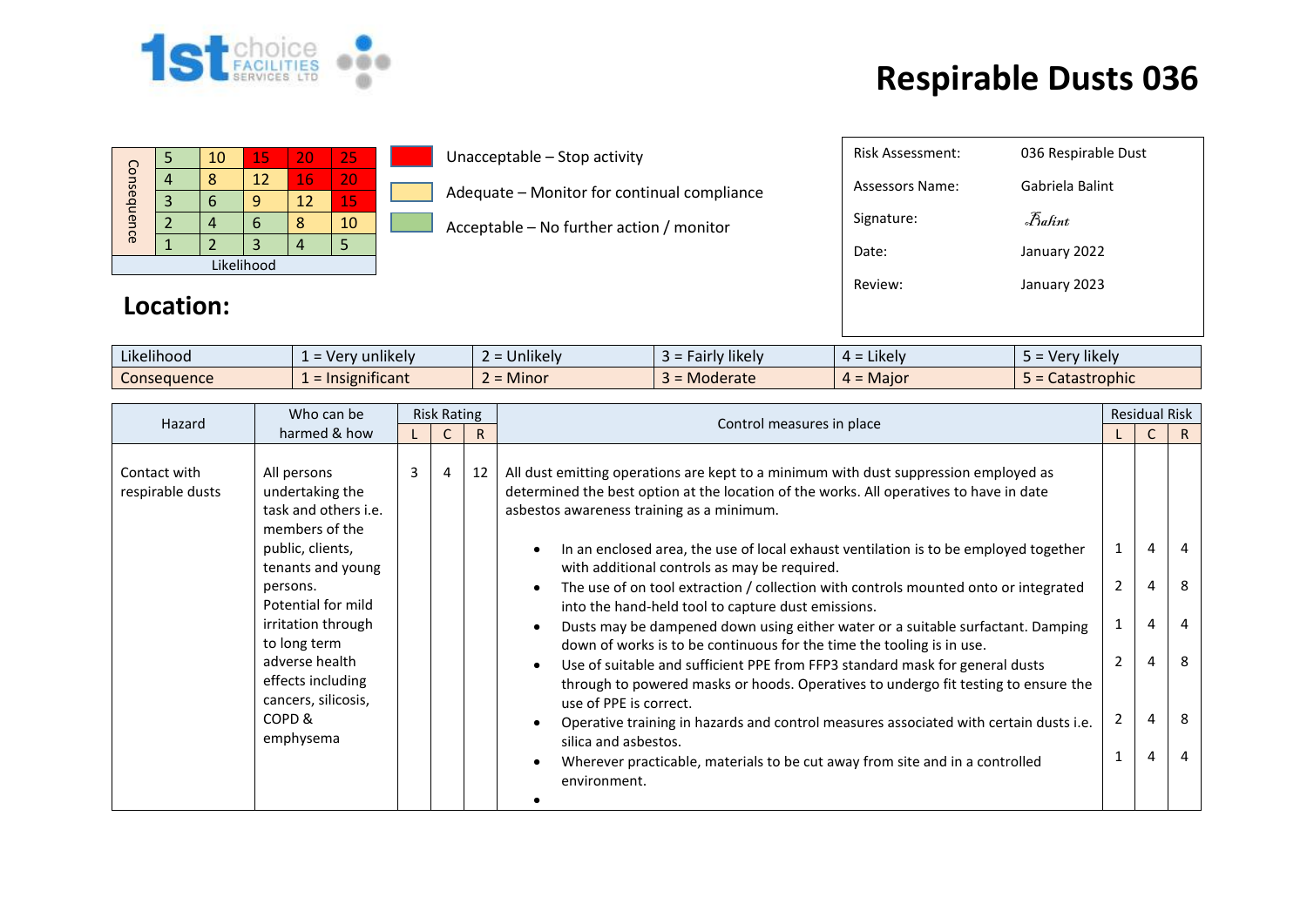# Respirable Dusts 036

| Consequence | | | | | |
|---|---|---|---|---|---|
| | 5 | 10 | 15 | 20 | 25 |
| | 4 | 8 | 12 | 16 | 20 |
| | 3 | 6 | 9 | 12 | 15 |
| | 2 | 4 | 6 | 8 | 10 |
| | 1 | 2 | 3 | 4 | 5 |
| | Likelihood | | | | |

- Unacceptable – Stop activity
- Adequate – Monitor for continual compliance
- Acceptable – No further action / monitor

| | |
|---|---|
| Risk Assessment: | 036 Respirable Dust |
| Assessors Name: | Gabriela Balint |
| Signature: | Balint |
| Date: | January 2022 |
| Review: | January 2023 |

## Location:

| | | | | | |
|---|---|---|---|---|---|
| Likelihood | 1 = Very unlikely | 2 = Unlikely | 3 = Fairly likely | 4 = Likely | 5 = Very likely |
| Consequence | 1 = Insignificant | 2 = Minor | 3 = Moderate | 4 = Major | 5 = Catastrophic |

| Hazard | Who can be harmed & how | Risk Rating | | | Control measures in place | Residual Risk | | |
|---|---|---|---|---|---|---|---|---|
| | | L | C | R | | L | C | R |
| Contact with respirable dusts | All persons undertaking the task and others i.e. members of the public, clients, tenants and young persons. Potential for mild irritation through to long term adverse health effects including cancers, silicosis, COPD & emphysema | 3 | 4 | 12 | All dust emitting operations are kept to a minimum with dust suppression employed as determined the best option at the location of the works. All operatives to have in date asbestos awareness training as a minimum. | | | |
| | | | | | • In an enclosed area, the use of local exhaust ventilation is to be employed together with additional controls as may be required. | 1 | 4 | 4 |
| | | | | | • The use of on tool extraction / collection with controls mounted onto or integrated into the hand-held tool to capture dust emissions. | 2 | 4 | 8 |
| | | | | | • Dusts may be dampened down using either water or a suitable surfactant. Damping down of works is to be continuous for the time the tooling is in use. | 1 | 4 | 4 |
| | | | | | • Use of suitable and sufficient PPE from FFP3 standard mask for general dusts through to powered masks or hoods. Operatives to undergo fit testing to ensure the use of PPE is correct. | 2 | 4 | 8 |
| | | | | | • Operative training in hazards and control measures associated with certain dusts i.e. silica and asbestos. | 2 | 4 | 8 |
| | | | | | • Wherever practicable, materials to be cut away from site and in a controlled environment. | 1 | 4 | 4 |
| | | | | | • | | | |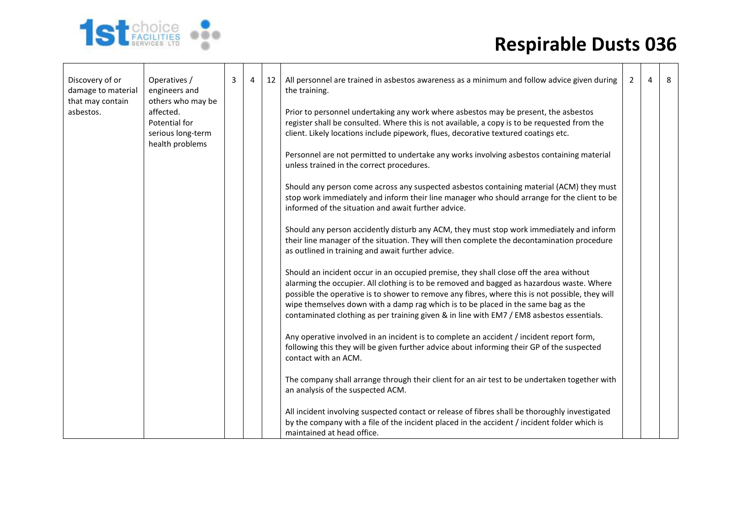# Respirable Dusts 036

| | | | | | | | | |
|---|---|---|---|---|---|---|---|---|
| Discovery of or damage to material that may contain asbestos. | Operatives / engineers and others who may be affected. Potential for serious long-term health problems | 3 | 4 | 12 | All personnel are trained in asbestos awareness as a minimum and follow advice given during the training.<br><br>Prior to personnel undertaking any work where asbestos may be present, the asbestos register shall be consulted. Where this is not available, a copy is to be requested from the client. Likely locations include pipework, flues, decorative textured coatings etc.<br><br>Personnel are not permitted to undertake any works involving asbestos containing material unless trained in the correct procedures.<br><br>Should any person come across any suspected asbestos containing material (ACM) they must stop work immediately and inform their line manager who should arrange for the client to be informed of the situation and await further advice.<br><br>Should any person accidently disturb any ACM, they must stop work immediately and inform their line manager of the situation. They will then complete the decontamination procedure as outlined in training and await further advice.<br><br>Should an incident occur in an occupied premise, they shall close off the area without alarming the occupier. All clothing is to be removed and bagged as hazardous waste. Where possible the operative is to shower to remove any fibres, where this is not possible, they will wipe themselves down with a damp rag which is to be placed in the same bag as the contaminated clothing as per training given & in line with EM7 / EM8 asbestos essentials.<br><br>Any operative involved in an incident is to complete an accident / incident report form, following this they will be given further advice about informing their GP of the suspected contact with an ACM.<br><br>The company shall arrange through their client for an air test to be undertaken together with an analysis of the suspected ACM.<br><br>All incident involving suspected contact or release of fibres shall be thoroughly investigated by the company with a file of the incident placed in the accident / incident folder which is maintained at head office. | 2 | 4 | 8 |